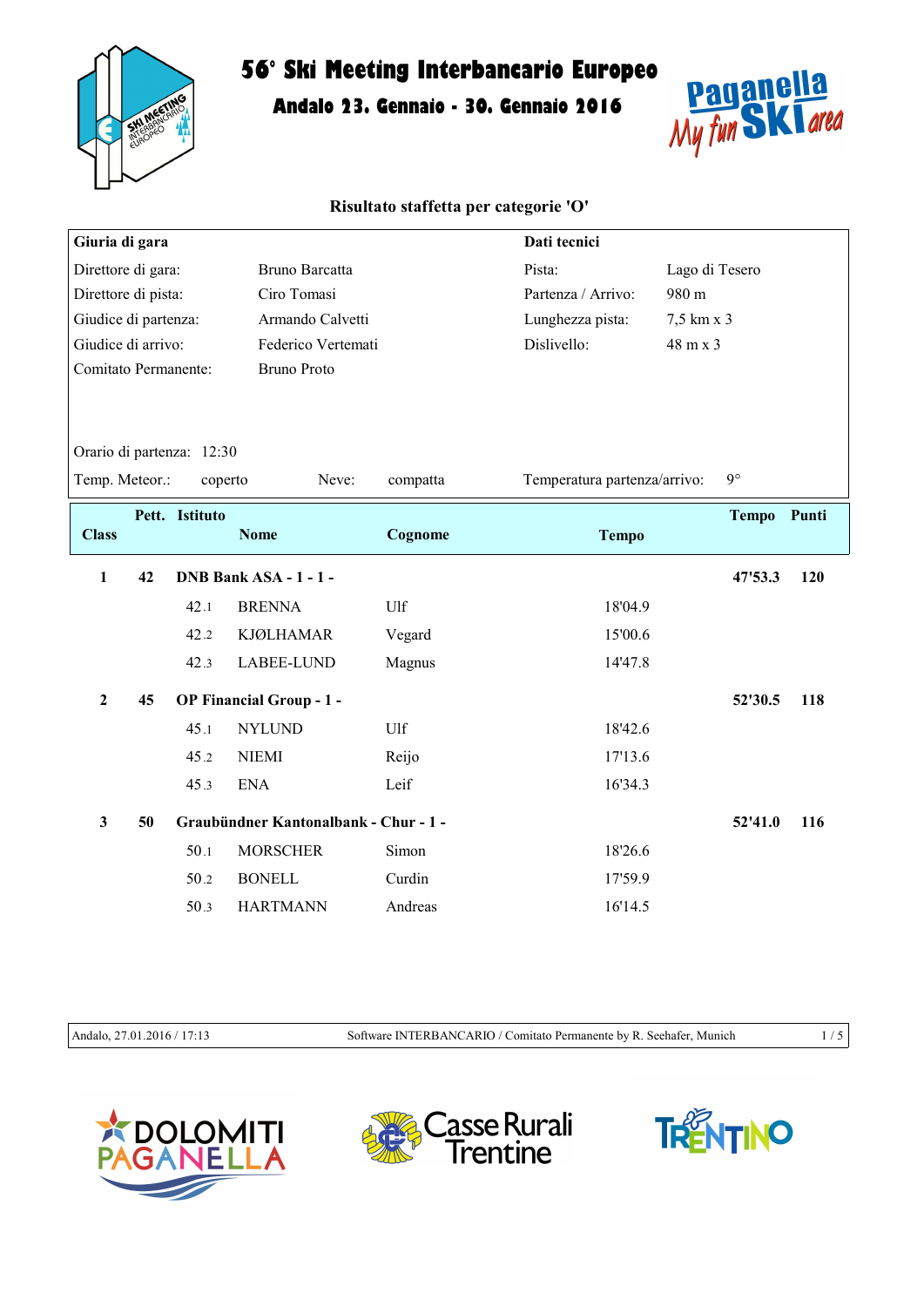# 56° Ski Meeting Interbancario Europeo

## Andalo 23. Gennaio - 30. Gennaio 2016

### Risultato staffetta per categorie 'O'

| Giuria di gara | | Dati tecnici | |
|---|---|---|---|
| Direttore di gara: | Bruno Barcatta | Pista: | Lago di Tesero |
| Direttore di pista: | Ciro Tomasi | Partenza / Arrivo: | 980 m |
| Giudice di partenza: | Armando Calvetti | Lunghezza pista: | 7,5 km x 3 |
| Giudice di arrivo: | Federico Vertemati | Dislivello: | 48 m x 3 |
| Comitato Permanente: | Bruno Proto | | |

Orario di partenza: 12:30

Temp. Meteor.: coperto | Neve: compatta | Temperatura partenza/arrivo: 9°

| Class | Pett. | Istituto / Nome | Cognome | Tempo | Tempo | Punti |
|---|---|---|---|---|---|---|
| 1 | 42 | DNB Bank ASA - 1 - 1 - | | | 47'53.3 | 120 |
| | | 42.1 BRENNA | Ulf | 18'04.9 | | |
| | | 42.2 KJØLHAMAR | Vegard | 15'00.6 | | |
| | | 42.3 LABEE-LUND | Magnus | 14'47.8 | | |
| 2 | 45 | OP Financial Group - 1 - | | | 52'30.5 | 118 |
| | | 45.1 NYLUND | Ulf | 18'42.6 | | |
| | | 45.2 NIEMI | Reijo | 17'13.6 | | |
| | | 45.3 ENA | Leif | 16'34.3 | | |
| 3 | 50 | Graubündner Kantonalbank - Chur - 1 - | | | 52'41.0 | 116 |
| | | 50.1 MORSCHER | Simon | 18'26.6 | | |
| | | 50.2 BONELL | Curdin | 17'59.9 | | |
| | | 50.3 HARTMANN | Andreas | 16'14.5 | | |

Andalo, 27.01.2016 / 17:13 — Software INTERBANCARIO / Comitato Permanente by R. Seehafer, Munich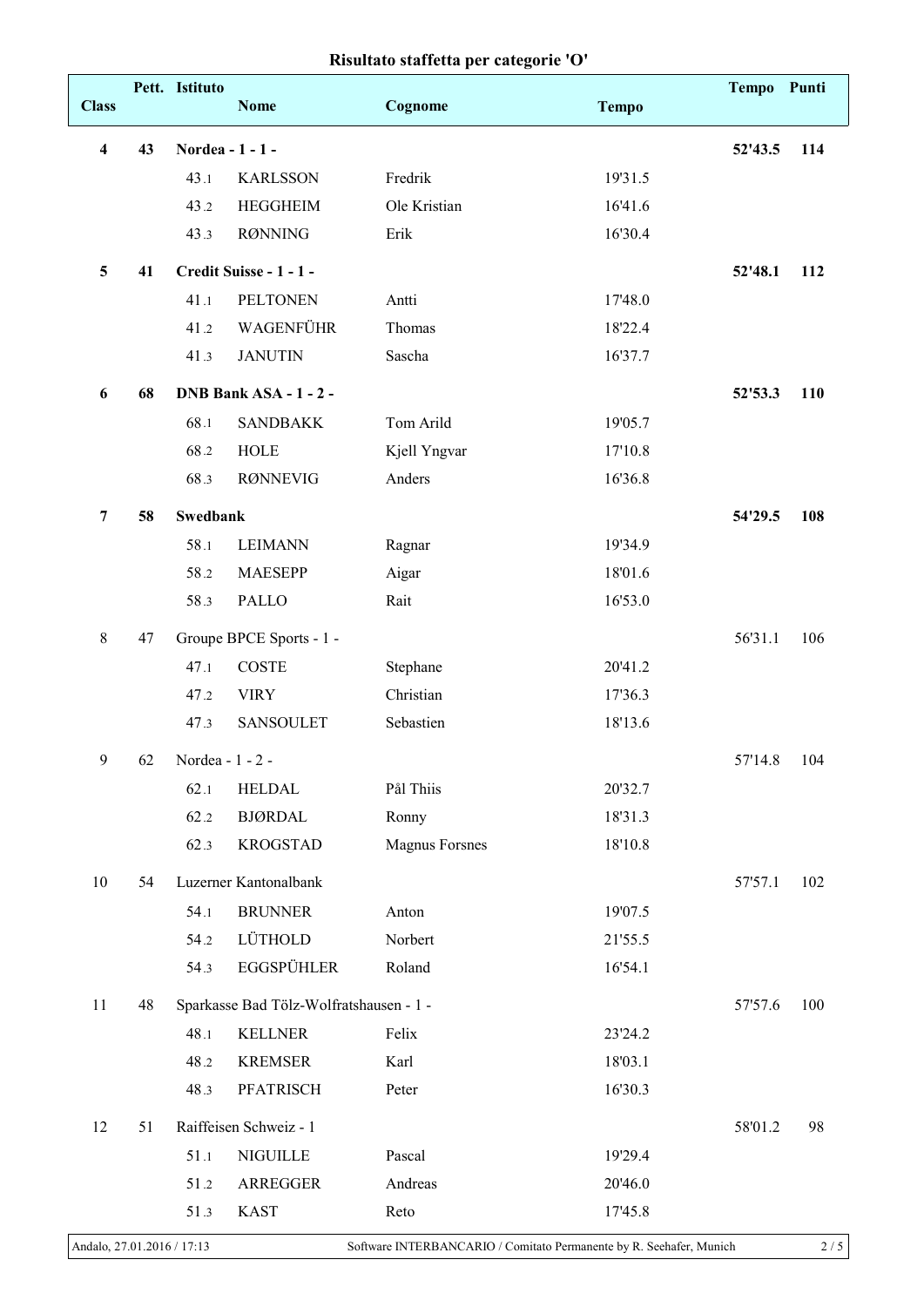# Risultato staffetta per categorie 'O'

| Class | Pett. | Istituto | Nome | Cognome | Tempo | Tempo | Punti |
|---|---|---|---|---|---|---|---|
| **4** | **43** | **Nordea - 1 - 1 -** | | | | **52'43.5** | **114** |
| | | 43.1 | KARLSSON | Fredrik | 19'31.5 | | |
| | | 43.2 | HEGGHEIM | Ole Kristian | 16'41.6 | | |
| | | 43.3 | RØNNING | Erik | 16'30.4 | | |
| **5** | **41** | **Credit Suisse - 1 - 1 -** | | | | **52'48.1** | **112** |
| | | 41.1 | PELTONEN | Antti | 17'48.0 | | |
| | | 41.2 | WAGENFÜHR | Thomas | 18'22.4 | | |
| | | 41.3 | JANUTIN | Sascha | 16'37.7 | | |
| **6** | **68** | **DNB Bank ASA - 1 - 2 -** | | | | **52'53.3** | **110** |
| | | 68.1 | SANDBAKK | Tom Arild | 19'05.7 | | |
| | | 68.2 | HOLE | Kjell Yngvar | 17'10.8 | | |
| | | 68.3 | RØNNEVIG | Anders | 16'36.8 | | |
| **7** | **58** | **Swedbank** | | | | **54'29.5** | **108** |
| | | 58.1 | LEIMANN | Ragnar | 19'34.9 | | |
| | | 58.2 | MAESEPP | Aigar | 18'01.6 | | |
| | | 58.3 | PALLO | Rait | 16'53.0 | | |
| 8 | 47 | Groupe BPCE Sports - 1 - | | | | 56'31.1 | 106 |
| | | 47.1 | COSTE | Stephane | 20'41.2 | | |
| | | 47.2 | VIRY | Christian | 17'36.3 | | |
| | | 47.3 | SANSOULET | Sebastien | 18'13.6 | | |
| 9 | 62 | Nordea - 1 - 2 - | | | | 57'14.8 | 104 |
| | | 62.1 | HELDAL | Pål Thiis | 20'32.7 | | |
| | | 62.2 | BJØRDAL | Ronny | 18'31.3 | | |
| | | 62.3 | KROGSTAD | Magnus Forsnes | 18'10.8 | | |
| 10 | 54 | Luzerner Kantonalbank | | | | 57'57.1 | 102 |
| | | 54.1 | BRUNNER | Anton | 19'07.5 | | |
| | | 54.2 | LÜTHOLD | Norbert | 21'55.5 | | |
| | | 54.3 | EGGSPÜHLER | Roland | 16'54.1 | | |
| 11 | 48 | Sparkasse Bad Tölz-Wolfratshausen - 1 - | | | | 57'57.6 | 100 |
| | | 48.1 | KELLNER | Felix | 23'24.2 | | |
| | | 48.2 | KREMSER | Karl | 18'03.1 | | |
| | | 48.3 | PFATRISCH | Peter | 16'30.3 | | |
| 12 | 51 | Raiffeisen Schweiz - 1 | | | | 58'01.2 | 98 |
| | | 51.1 | NIGUILLE | Pascal | 19'29.4 | | |
| | | 51.2 | ARREGGER | Andreas | 20'46.0 | | |
| | | 51.3 | KAST | Reto | 17'45.8 | | |

Andalo, 27.01.2016 / 17:13 — Software INTERBANCARIO / Comitato Permanente by R. Seehafer, Munich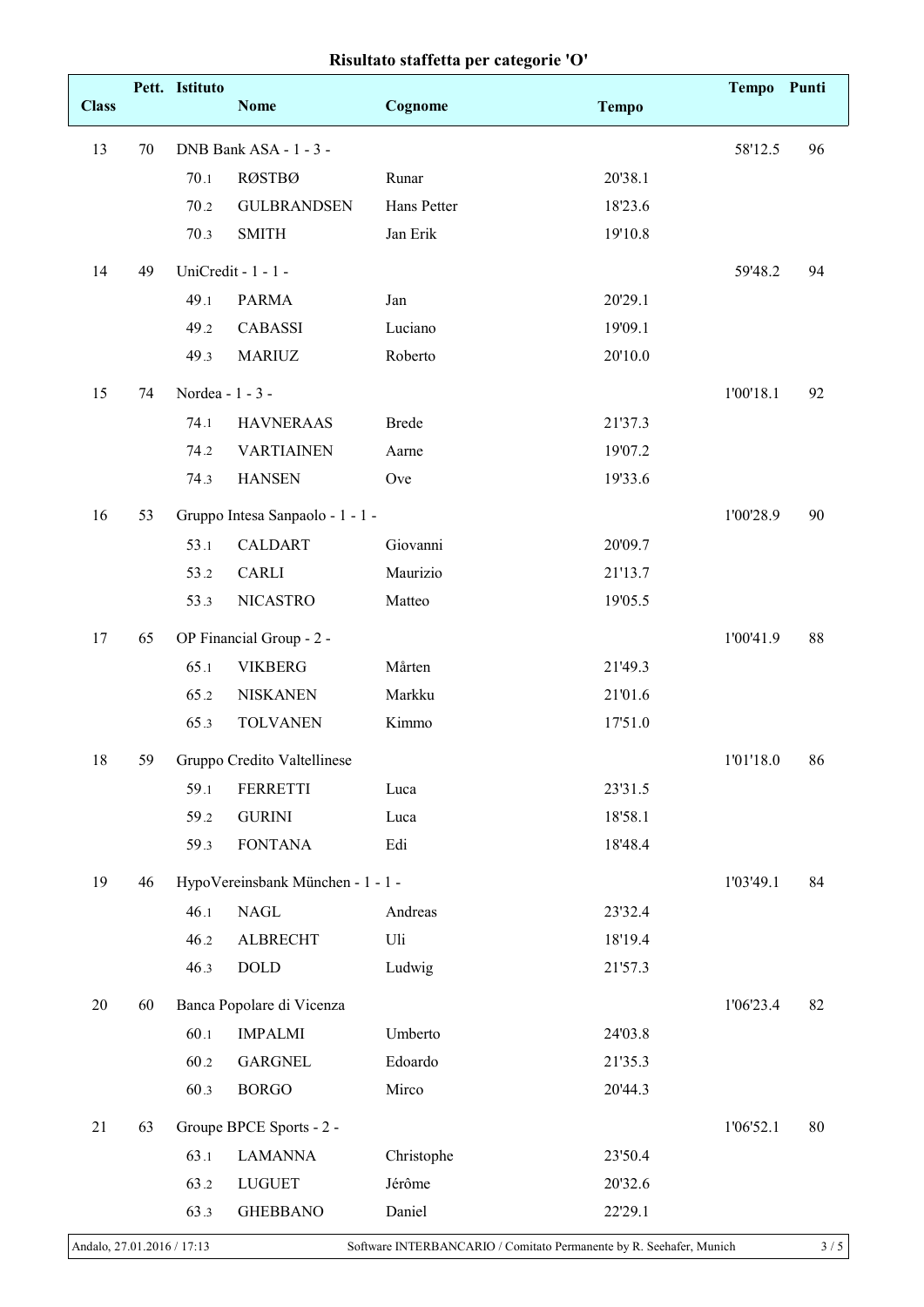# Risultato staffetta per categorie 'O'

| Class | Pett. | Istituto | Nome | Cognome | Tempo | Tempo | Punti |
|---|---|---|---|---|---|---|---|
| 13 | 70 | DNB Bank ASA - 1 - 3 - | | | | 58'12.5 | 96 |
| | | 70.1 | RØSTBØ | Runar | 20'38.1 | | |
| | | 70.2 | GULBRANDSEN | Hans Petter | 18'23.6 | | |
| | | 70.3 | SMITH | Jan Erik | 19'10.8 | | |
| 14 | 49 | UniCredit - 1 - 1 - | | | | 59'48.2 | 94 |
| | | 49.1 | PARMA | Jan | 20'29.1 | | |
| | | 49.2 | CABASSI | Luciano | 19'09.1 | | |
| | | 49.3 | MARIUZ | Roberto | 20'10.0 | | |
| 15 | 74 | Nordea - 1 - 3 - | | | | 1'00'18.1 | 92 |
| | | 74.1 | HAVNERAAS | Brede | 21'37.3 | | |
| | | 74.2 | VARTIAINEN | Aarne | 19'07.2 | | |
| | | 74.3 | HANSEN | Ove | 19'33.6 | | |
| 16 | 53 | Gruppo Intesa Sanpaolo - 1 - 1 - | | | | 1'00'28.9 | 90 |
| | | 53.1 | CALDART | Giovanni | 20'09.7 | | |
| | | 53.2 | CARLI | Maurizio | 21'13.7 | | |
| | | 53.3 | NICASTRO | Matteo | 19'05.5 | | |
| 17 | 65 | OP Financial Group - 2 - | | | | 1'00'41.9 | 88 |
| | | 65.1 | VIKBERG | Mårten | 21'49.3 | | |
| | | 65.2 | NISKANEN | Markku | 21'01.6 | | |
| | | 65.3 | TOLVANEN | Kimmo | 17'51.0 | | |
| 18 | 59 | Gruppo Credito Valtellinese | | | | 1'01'18.0 | 86 |
| | | 59.1 | FERRETTI | Luca | 23'31.5 | | |
| | | 59.2 | GURINI | Luca | 18'58.1 | | |
| | | 59.3 | FONTANA | Edi | 18'48.4 | | |
| 19 | 46 | HypoVereinsbank München - 1 - 1 - | | | | 1'03'49.1 | 84 |
| | | 46.1 | NAGL | Andreas | 23'32.4 | | |
| | | 46.2 | ALBRECHT | Uli | 18'19.4 | | |
| | | 46.3 | DOLD | Ludwig | 21'57.3 | | |
| 20 | 60 | Banca Popolare di Vicenza | | | | 1'06'23.4 | 82 |
| | | 60.1 | IMPALMI | Umberto | 24'03.8 | | |
| | | 60.2 | GARGNEL | Edoardo | 21'35.3 | | |
| | | 60.3 | BORGO | Mirco | 20'44.3 | | |
| 21 | 63 | Groupe BPCE Sports - 2 - | | | | 1'06'52.1 | 80 |
| | | 63.1 | LAMANNA | Christophe | 23'50.4 | | |
| | | 63.2 | LUGUET | Jérôme | 20'32.6 | | |
| | | 63.3 | GHEBBANO | Daniel | 22'29.1 | | |

Andalo, 27.01.2016 / 17:13 — Software INTERBANCARIO / Comitato Permanente by R. Seehafer, Munich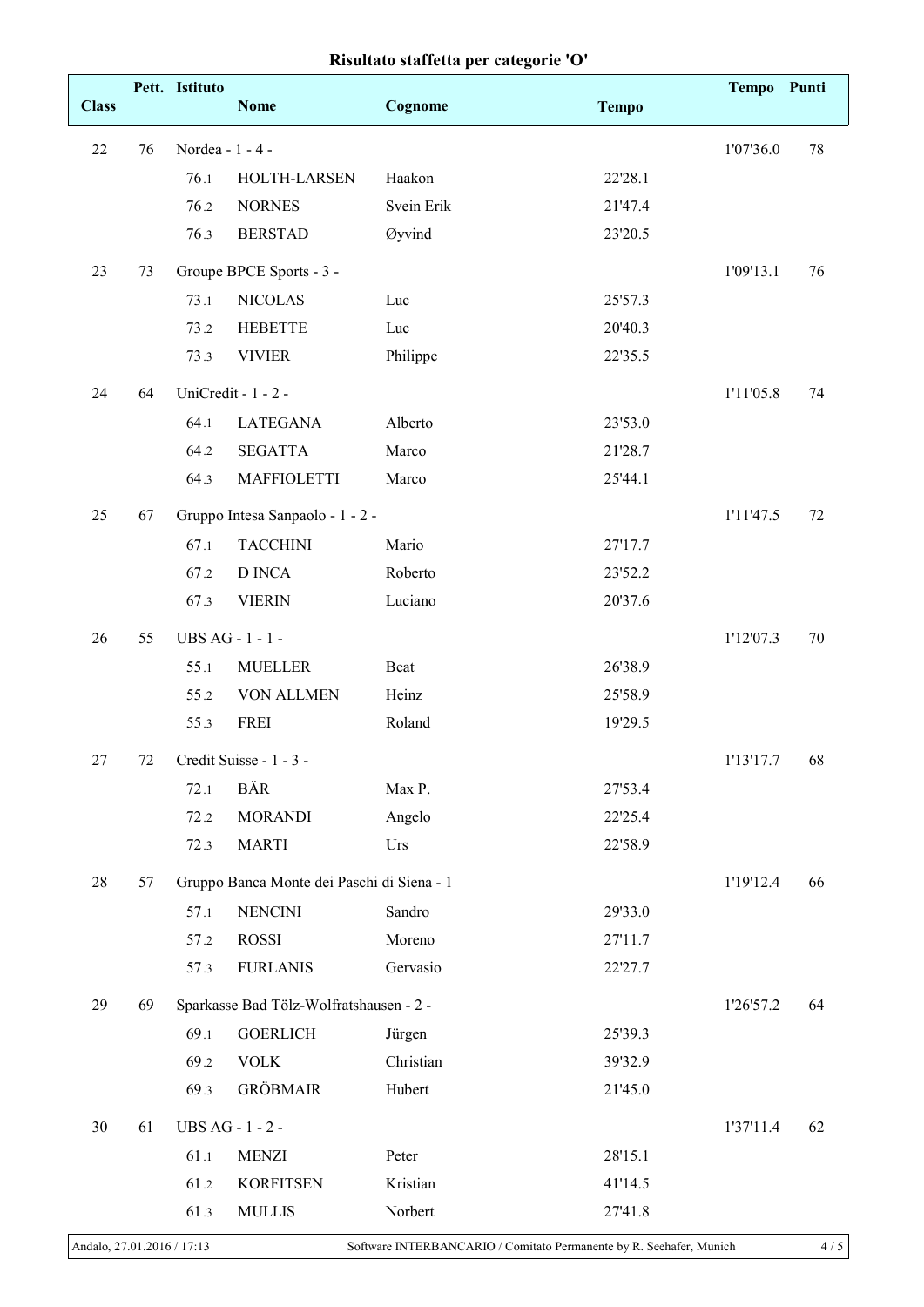# Risultato staffetta per categorie 'O'

| Class | Pett. | Istituto | Nome | Cognome | Tempo | Tempo | Punti |
|---|---|---|---|---|---|---|---|
| 22 | 76 | Nordea - 1 - 4 - | | | | 1'07'36.0 | 78 |
| | | 76.1 | HOLTH-LARSEN | Haakon | 22'28.1 | | |
| | | 76.2 | NORNES | Svein Erik | 21'47.4 | | |
| | | 76.3 | BERSTAD | Øyvind | 23'20.5 | | |
| 23 | 73 | Groupe BPCE Sports - 3 - | | | | 1'09'13.1 | 76 |
| | | 73.1 | NICOLAS | Luc | 25'57.3 | | |
| | | 73.2 | HEBETTE | Luc | 20'40.3 | | |
| | | 73.3 | VIVIER | Philippe | 22'35.5 | | |
| 24 | 64 | UniCredit - 1 - 2 - | | | | 1'11'05.8 | 74 |
| | | 64.1 | LATEGANA | Alberto | 23'53.0 | | |
| | | 64.2 | SEGATTA | Marco | 21'28.7 | | |
| | | 64.3 | MAFFIOLETTI | Marco | 25'44.1 | | |
| 25 | 67 | Gruppo Intesa Sanpaolo - 1 - 2 - | | | | 1'11'47.5 | 72 |
| | | 67.1 | TACCHINI | Mario | 27'17.7 | | |
| | | 67.2 | D INCA | Roberto | 23'52.2 | | |
| | | 67.3 | VIERIN | Luciano | 20'37.6 | | |
| 26 | 55 | UBS AG - 1 - 1 - | | | | 1'12'07.3 | 70 |
| | | 55.1 | MUELLER | Beat | 26'38.9 | | |
| | | 55.2 | VON ALLMEN | Heinz | 25'58.9 | | |
| | | 55.3 | FREI | Roland | 19'29.5 | | |
| 27 | 72 | Credit Suisse - 1 - 3 - | | | | 1'13'17.7 | 68 |
| | | 72.1 | BÄR | Max P. | 27'53.4 | | |
| | | 72.2 | MORANDI | Angelo | 22'25.4 | | |
| | | 72.3 | MARTI | Urs | 22'58.9 | | |
| 28 | 57 | Gruppo Banca Monte dei Paschi di Siena - 1 | | | | 1'19'12.4 | 66 |
| | | 57.1 | NENCINI | Sandro | 29'33.0 | | |
| | | 57.2 | ROSSI | Moreno | 27'11.7 | | |
| | | 57.3 | FURLANIS | Gervasio | 22'27.7 | | |
| 29 | 69 | Sparkasse Bad Tölz-Wolfratshausen - 2 - | | | | 1'26'57.2 | 64 |
| | | 69.1 | GOERLICH | Jürgen | 25'39.3 | | |
| | | 69.2 | VOLK | Christian | 39'32.9 | | |
| | | 69.3 | GRÖBMAIR | Hubert | 21'45.0 | | |
| 30 | 61 | UBS AG - 1 - 2 - | | | | 1'37'11.4 | 62 |
| | | 61.1 | MENZI | Peter | 28'15.1 | | |
| | | 61.2 | KORFITSEN | Kristian | 41'14.5 | | |
| | | 61.3 | MULLIS | Norbert | 27'41.8 | | |

Andalo, 27.01.2016 / 17:13 — Software INTERBANCARIO / Comitato Permanente by R. Seehafer, Munich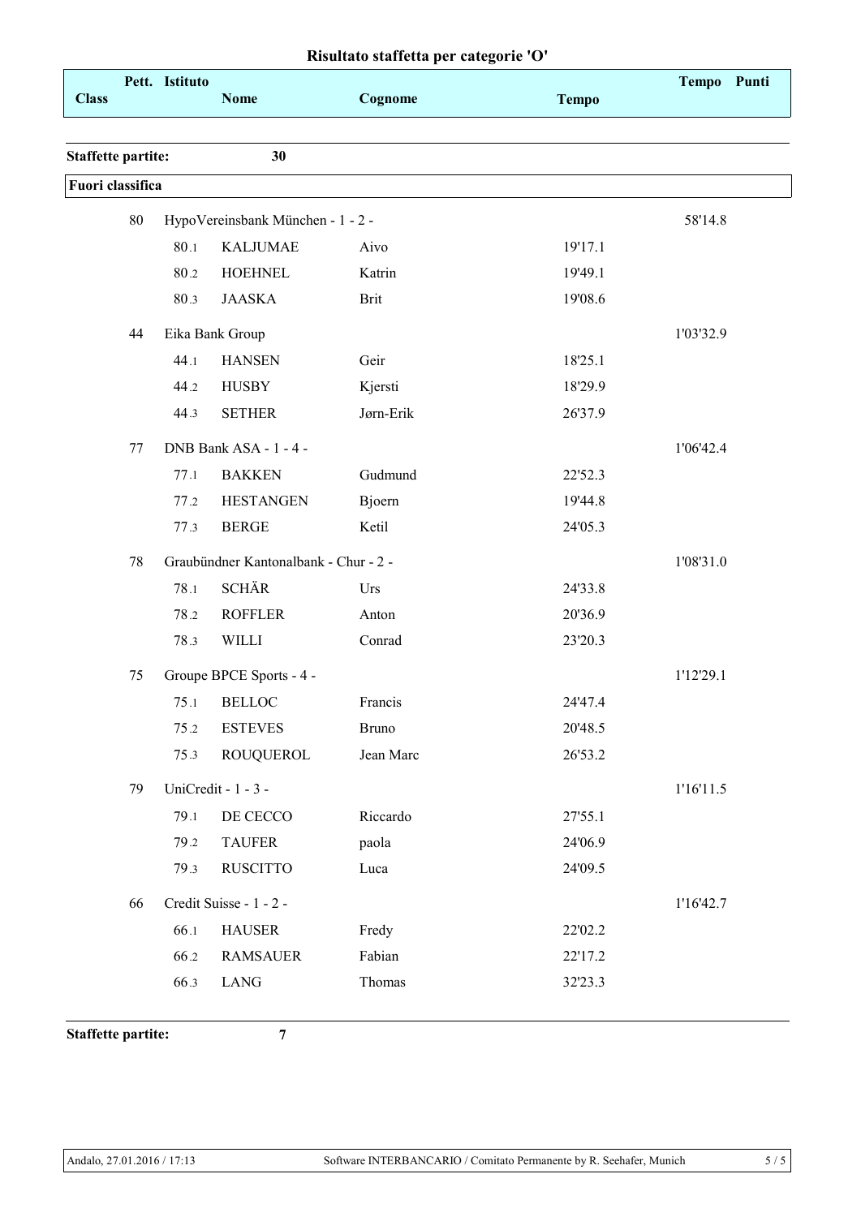# Risultato staffetta per categorie 'O'

| Class | Pett. | Istituto / Nome | Cognome | Tempo | Tempo | Punti |
|---|---|---|---|---|---|---|
| **Staffette partite:** | | **30** | | | | |
| **Fuori classifica** | | | | | | |
| | 80 | HypoVereinsbank München - 1 - 2 - | | | 58'14.8 | |
| | 80.1 | KALJUMAE | Aivo | 19'17.1 | | |
| | 80.2 | HOEHNEL | Katrin | 19'49.1 | | |
| | 80.3 | JAASKA | Brit | 19'08.6 | | |
| | 44 | Eika Bank Group | | | 1'03'32.9 | |
| | 44.1 | HANSEN | Geir | 18'25.1 | | |
| | 44.2 | HUSBY | Kjersti | 18'29.9 | | |
| | 44.3 | SETHER | Jørn-Erik | 26'37.9 | | |
| | 77 | DNB Bank ASA - 1 - 4 - | | | 1'06'42.4 | |
| | 77.1 | BAKKEN | Gudmund | 22'52.3 | | |
| | 77.2 | HESTANGEN | Bjoern | 19'44.8 | | |
| | 77.3 | BERGE | Ketil | 24'05.3 | | |
| | 78 | Graubündner Kantonalbank - Chur - 2 - | | | 1'08'31.0 | |
| | 78.1 | SCHÄR | Urs | 24'33.8 | | |
| | 78.2 | ROFFLER | Anton | 20'36.9 | | |
| | 78.3 | WILLI | Conrad | 23'20.3 | | |
| | 75 | Groupe BPCE Sports - 4 - | | | 1'12'29.1 | |
| | 75.1 | BELLOC | Francis | 24'47.4 | | |
| | 75.2 | ESTEVES | Bruno | 20'48.5 | | |
| | 75.3 | ROUQUEROL | Jean Marc | 26'53.2 | | |
| | 79 | UniCredit - 1 - 3 - | | | 1'16'11.5 | |
| | 79.1 | DE CECCO | Riccardo | 27'55.1 | | |
| | 79.2 | TAUFER | paola | 24'06.9 | | |
| | 79.3 | RUSCITTO | Luca | 24'09.5 | | |
| | 66 | Credit Suisse - 1 - 2 - | | | 1'16'42.7 | |
| | 66.1 | HAUSER | Fredy | 22'02.2 | | |
| | 66.2 | RAMSAUER | Fabian | 22'17.2 | | |
| | 66.3 | LANG | Thomas | 32'23.3 | | |
| **Staffette partite:** | | **7** | | | | |

Andalo, 27.01.2016 / 17:13 — Software INTERBANCARIO / Comitato Permanente by R. Seehafer, Munich